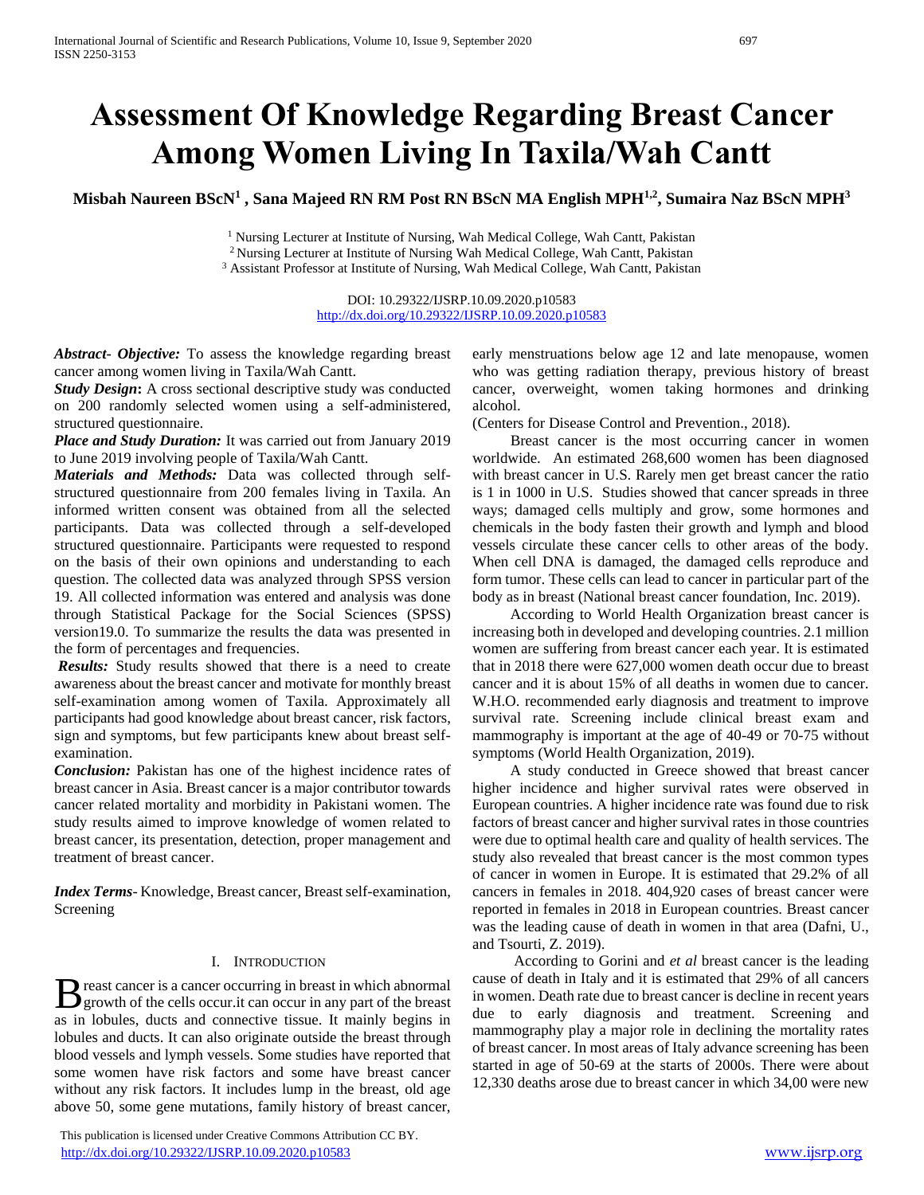# Assessment Of Knowledge Regarding Breast Cancer Among Women Living In Taxila/Wah Cantt

**Misbah Naureen BScN[1] , Sana Majeed RN RM Post RN BScN MA English MPH[1,2], Sumaira Naz BScN MPH[3]**

[1] Nursing Lecturer at Institute of Nursing, Wah Medical College, Wah Cantt, Pakistan
[2] Nursing Lecturer at Institute of Nursing Wah Medical College, Wah Cantt, Pakistan
[3] Assistant Professor at Institute of Nursing, Wah Medical College, Wah Cantt, Pakistan

DOI: 10.29322/IJSRP.10.09.2020.p10583
http://dx.doi.org/10.29322/IJSRP.10.09.2020.p10583

***Abstract- Objective:*** To assess the knowledge regarding breast cancer among women living in Taxila/Wah Cantt.

***Study Design*:** A cross sectional descriptive study was conducted on 200 randomly selected women using a self-administered, structured questionnaire.

***Place and Study Duration:*** It was carried out from January 2019 to June 2019 involving people of Taxila/Wah Cantt.

***Materials and Methods:*** Data was collected through self-structured questionnaire from 200 females living in Taxila. An informed written consent was obtained from all the selected participants. Data was collected through a self-developed structured questionnaire. Participants were requested to respond on the basis of their own opinions and understanding to each question. The collected data was analyzed through SPSS version 19. All collected information was entered and analysis was done through Statistical Package for the Social Sciences (SPSS) version19.0. To summarize the results the data was presented in the form of percentages and frequencies.

***Results:*** Study results showed that there is a need to create awareness about the breast cancer and motivate for monthly breast self-examination among women of Taxila. Approximately all participants had good knowledge about breast cancer, risk factors, sign and symptoms, but few participants knew about breast self-examination.

***Conclusion:*** Pakistan has one of the highest incidence rates of breast cancer in Asia. Breast cancer is a major contributor towards cancer related mortality and morbidity in Pakistani women. The study results aimed to improve knowledge of women related to breast cancer, its presentation, detection, proper management and treatment of breast cancer.

***Index Terms***- Knowledge, Breast cancer, Breast self-examination, Screening

## I. Introduction

Breast cancer is a cancer occurring in breast in which abnormal growth of the cells occur.it can occur in any part of the breast as in lobules, ducts and connective tissue. It mainly begins in lobules and ducts. It can also originate outside the breast through blood vessels and lymph vessels. Some studies have reported that some women have risk factors and some have breast cancer without any risk factors. It includes lump in the breast, old age above 50, some gene mutations, family history of breast cancer, early menstruations below age 12 and late menopause, women who was getting radiation therapy, previous history of breast cancer, overweight, women taking hormones and drinking alcohol.

(Centers for Disease Control and Prevention., 2018).

Breast cancer is the most occurring cancer in women worldwide. An estimated 268,600 women has been diagnosed with breast cancer in U.S. Rarely men get breast cancer the ratio is 1 in 1000 in U.S. Studies showed that cancer spreads in three ways; damaged cells multiply and grow, some hormones and chemicals in the body fasten their growth and lymph and blood vessels circulate these cancer cells to other areas of the body. When cell DNA is damaged, the damaged cells reproduce and form tumor. These cells can lead to cancer in particular part of the body as in breast (National breast cancer foundation, Inc. 2019).

According to World Health Organization breast cancer is increasing both in developed and developing countries. 2.1 million women are suffering from breast cancer each year. It is estimated that in 2018 there were 627,000 women death occur due to breast cancer and it is about 15% of all deaths in women due to cancer. W.H.O. recommended early diagnosis and treatment to improve survival rate. Screening include clinical breast exam and mammography is important at the age of 40-49 or 70-75 without symptoms (World Health Organization, 2019).

A study conducted in Greece showed that breast cancer higher incidence and higher survival rates were observed in European countries. A higher incidence rate was found due to risk factors of breast cancer and higher survival rates in those countries were due to optimal health care and quality of health services. The study also revealed that breast cancer is the most common types of cancer in women in Europe. It is estimated that 29.2% of all cancers in females in 2018. 404,920 cases of breast cancer were reported in females in 2018 in European countries. Breast cancer was the leading cause of death in women in that area (Dafni, U., and Tsourti, Z. 2019).

According to Gorini and *et al* breast cancer is the leading cause of death in Italy and it is estimated that 29% of all cancers in women. Death rate due to breast cancer is decline in recent years due to early diagnosis and treatment. Screening and mammography play a major role in declining the mortality rates of breast cancer. In most areas of Italy advance screening has been started in age of 50-69 at the starts of 2000s. There were about 12,330 deaths arose due to breast cancer in which 34,00 were new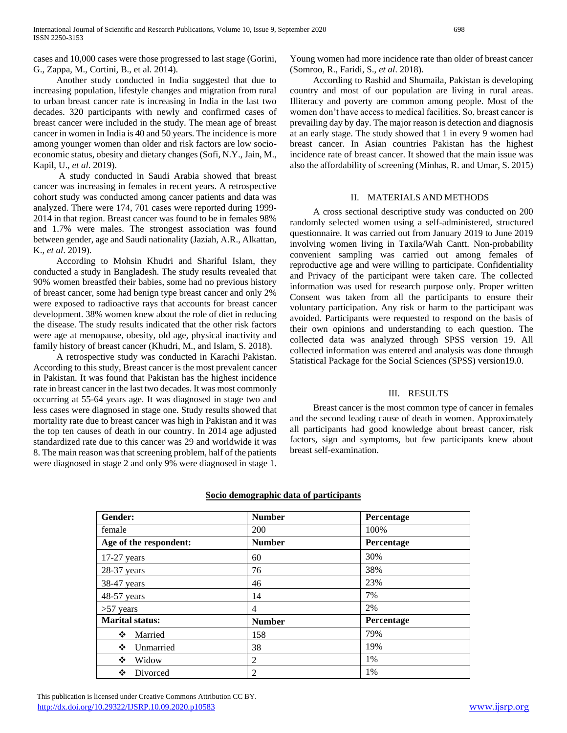cases and 10,000 cases were those progressed to last stage (Gorini, G., Zappa, M., Cortini, B., et al. 2014).

Another study conducted in India suggested that due to increasing population, lifestyle changes and migration from rural to urban breast cancer rate is increasing in India in the last two decades. 320 participants with newly and confirmed cases of breast cancer were included in the study. The mean age of breast cancer in women in India is 40 and 50 years. The incidence is more among younger women than older and risk factors are low socio-economic status, obesity and dietary changes (Sofi, N.Y., Jain, M., Kapil, U., *et al*. 2019).

A study conducted in Saudi Arabia showed that breast cancer was increasing in females in recent years. A retrospective cohort study was conducted among cancer patients and data was analyzed. There were 174, 701 cases were reported during 1999-2014 in that region. Breast cancer was found to be in females 98% and 1.7% were males. The strongest association was found between gender, age and Saudi nationality (Jaziah, A.R., Alkattan, K., *et al*. 2019).

According to Mohsin Khudri and Shariful Islam, they conducted a study in Bangladesh. The study results revealed that 90% women breastfed their babies, some had no previous history of breast cancer, some had benign type breast cancer and only 2% were exposed to radioactive rays that accounts for breast cancer development. 38% women knew about the role of diet in reducing the disease. The study results indicated that the other risk factors were age at menopause, obesity, old age, physical inactivity and family history of breast cancer (Khudri, M., and Islam, S. 2018).

A retrospective study was conducted in Karachi Pakistan. According to this study, Breast cancer is the most prevalent cancer in Pakistan. It was found that Pakistan has the highest incidence rate in breast cancer in the last two decades. It was most commonly occurring at 55-64 years age. It was diagnosed in stage two and less cases were diagnosed in stage one. Study results showed that mortality rate due to breast cancer was high in Pakistan and it was the top ten causes of death in our country. In 2014 age adjusted standardized rate due to this cancer was 29 and worldwide it was 8. The main reason was that screening problem, half of the patients were diagnosed in stage 2 and only 9% were diagnosed in stage 1. Young women had more incidence rate than older of breast cancer (Somroo, R., Faridi, S., *et al*. 2018).

According to Rashid and Shumaila, Pakistan is developing country and most of our population are living in rural areas. Illiteracy and poverty are common among people. Most of the women don't have access to medical facilities. So, breast cancer is prevailing day by day. The major reason is detection and diagnosis at an early stage. The study showed that 1 in every 9 women had breast cancer. In Asian countries Pakistan has the highest incidence rate of breast cancer. It showed that the main issue was also the affordability of screening (Minhas, R. and Umar, S. 2015)

## II. MATERIALS AND METHODS

A cross sectional descriptive study was conducted on 200 randomly selected women using a self-administered, structured questionnaire. It was carried out from January 2019 to June 2019 involving women living in Taxila/Wah Cantt. Non-probability convenient sampling was carried out among females of reproductive age and were willing to participate. Confidentiality and Privacy of the participant were taken care. The collected information was used for research purpose only. Proper written Consent was taken from all the participants to ensure their voluntary participation. Any risk or harm to the participant was avoided. Participants were requested to respond on the basis of their own opinions and understanding to each question. The collected data was analyzed through SPSS version 19. All collected information was entered and analysis was done through Statistical Package for the Social Sciences (SPSS) version19.0.

## III. RESULTS

Breast cancer is the most common type of cancer in females and the second leading cause of death in women. Approximately all participants had good knowledge about breast cancer, risk factors, sign and symptoms, but few participants knew about breast self-examination.

**Socio demographic data of participants**

| **Gender:** | **Number** | **Percentage** |
|---|---|---|
| female | 200 | 100% |
| **Age of the respondent:** | **Number** | **Percentage** |
| 17-27 years | 60 | 30% |
| 28-37 years | 76 | 38% |
| 38-47 years | 46 | 23% |
| 48-57 years | 14 | 7% |
| >57 years | 4 | 2% |
| **Marital status:** | **Number** | **Percentage** |
| ❖ Married | 158 | 79% |
| ❖ Unmarried | 38 | 19% |
| ❖ Widow | 2 | 1% |
| ❖ Divorced | 2 | 1% |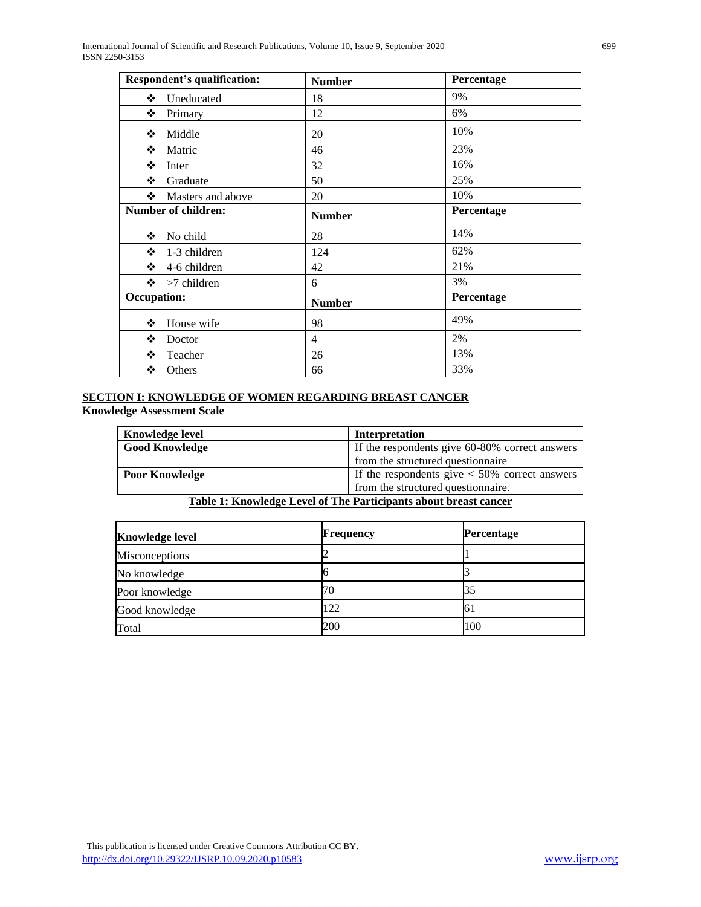| Respondent's qualification: | Number | Percentage |
|---|---|---|
| ❖ Uneducated | 18 | 9% |
| ❖ Primary | 12 | 6% |
| ❖ Middle | 20 | 10% |
| ❖ Matric | 46 | 23% |
| ❖ Inter | 32 | 16% |
| ❖ Graduate | 50 | 25% |
| ❖ Masters and above | 20 | 10% |
| **Number of children:** | **Number** | **Percentage** |
| ❖ No child | 28 | 14% |
| ❖ 1-3 children | 124 | 62% |
| ❖ 4-6 children | 42 | 21% |
| ❖ >7 children | 6 | 3% |
| **Occupation:** | **Number** | **Percentage** |
| ❖ House wife | 98 | 49% |
| ❖ Doctor | 4 | 2% |
| ❖ Teacher | 26 | 13% |
| ❖ Others | 66 | 33% |

## SECTION I: KNOWLEDGE OF WOMEN REGARDING BREAST CANCER

**Knowledge Assessment Scale**

| Knowledge level | Interpretation |
|---|---|
| **Good Knowledge** | If the respondents give 60-80% correct answers from the structured questionnaire |
| **Poor Knowledge** | If the respondents give < 50% correct answers from the structured questionnaire. |

**Table 1: Knowledge Level of The Participants about breast cancer**

| Knowledge level | Frequency | Percentage |
|---|---|---|
| Misconceptions | 2 | 1 |
| No knowledge | 6 | 3 |
| Poor knowledge | 70 | 35 |
| Good knowledge | 122 | 61 |
| Total | 200 | 100 |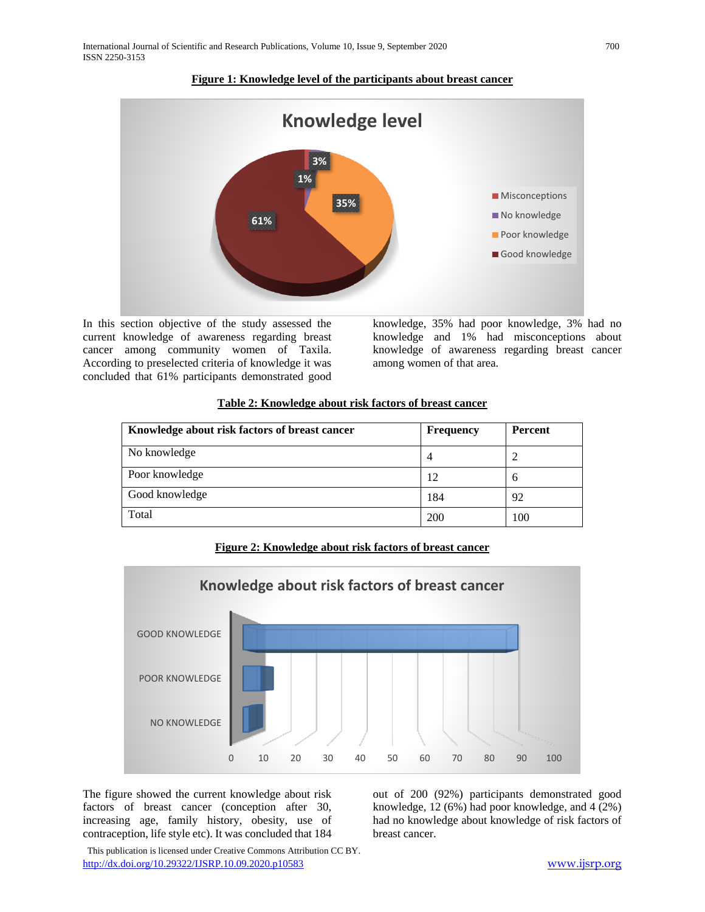**Figure 1: Knowledge level of the participants about breast cancer**

In this section objective of the study assessed the current knowledge of awareness regarding breast cancer among community women of Taxila. According to preselected criteria of knowledge it was concluded that 61% participants demonstrated good knowledge, 35% had poor knowledge, 3% had no knowledge and 1% had misconceptions about knowledge of awareness regarding breast cancer among women of that area.

**Table 2: Knowledge about risk factors of breast cancer**

| Knowledge about risk factors of breast cancer | Frequency | Percent |
|---|---|---|
| No knowledge | 4 | 2 |
| Poor knowledge | 12 | 6 |
| Good knowledge | 184 | 92 |
| Total | 200 | 100 |

**Figure 2: Knowledge about risk factors of breast cancer**

The figure showed the current knowledge about risk factors of breast cancer (conception after 30, increasing age, family history, obesity, use of contraception, life style etc). It was concluded that 184 out of 200 (92%) participants demonstrated good knowledge, 12 (6%) had poor knowledge, and 4 (2%) had no knowledge about knowledge of risk factors of breast cancer.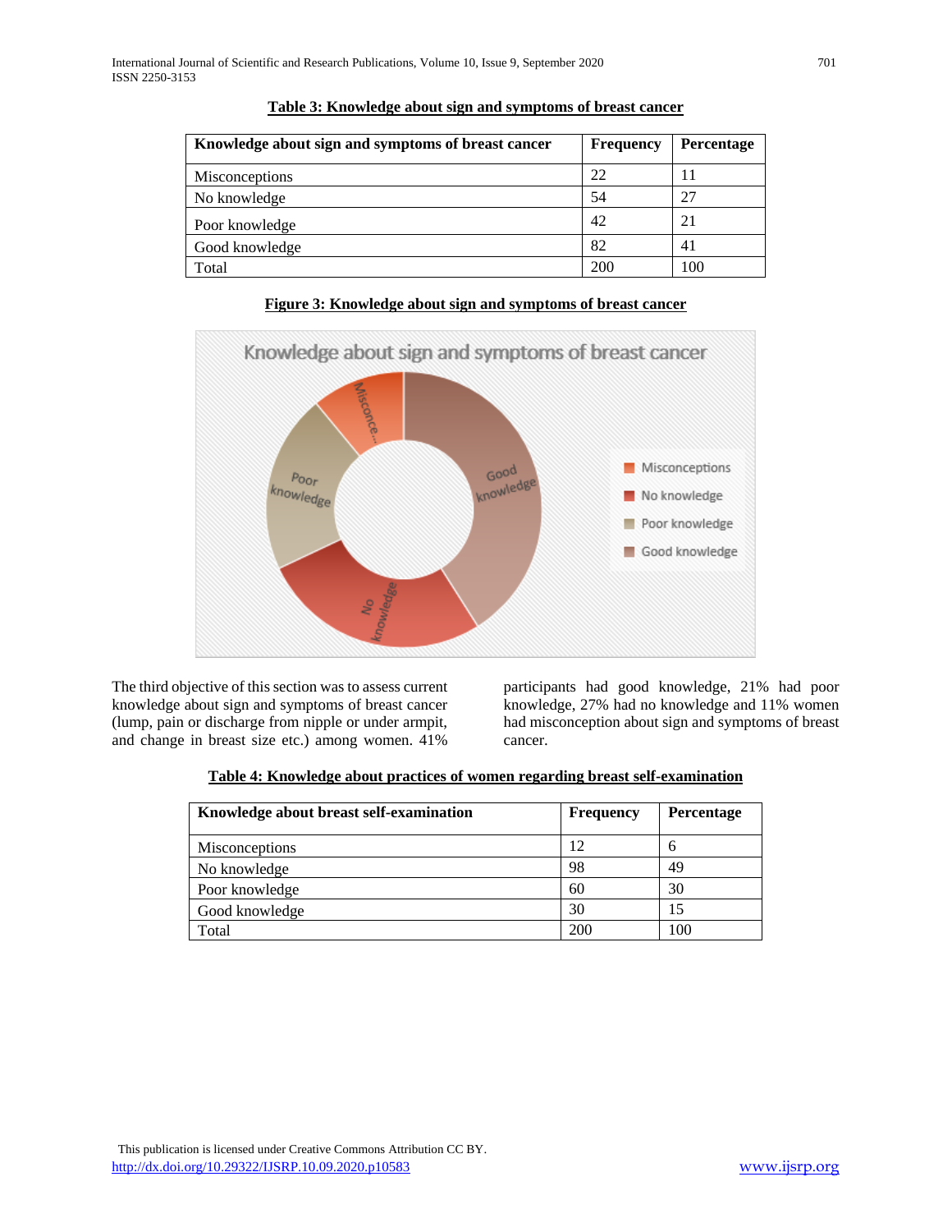**Table 3: Knowledge about sign and symptoms of breast cancer**

| Knowledge about sign and symptoms of breast cancer | Frequency | Percentage |
|---|---|---|
| Misconceptions | 22 | 11 |
| No knowledge | 54 | 27 |
| Poor knowledge | 42 | 21 |
| Good knowledge | 82 | 41 |
| Total | 200 | 100 |

**Figure 3: Knowledge about sign and symptoms of breast cancer**

The third objective of this section was to assess current knowledge about sign and symptoms of breast cancer (lump, pain or discharge from nipple or under armpit, and change in breast size etc.) among women. 41% participants had good knowledge, 21% had poor knowledge, 27% had no knowledge and 11% women had misconception about sign and symptoms of breast cancer.

**Table 4: Knowledge about practices of women regarding breast self-examination**

| Knowledge about breast self-examination | Frequency | Percentage |
|---|---|---|
| Misconceptions | 12 | 6 |
| No knowledge | 98 | 49 |
| Poor knowledge | 60 | 30 |
| Good knowledge | 30 | 15 |
| Total | 200 | 100 |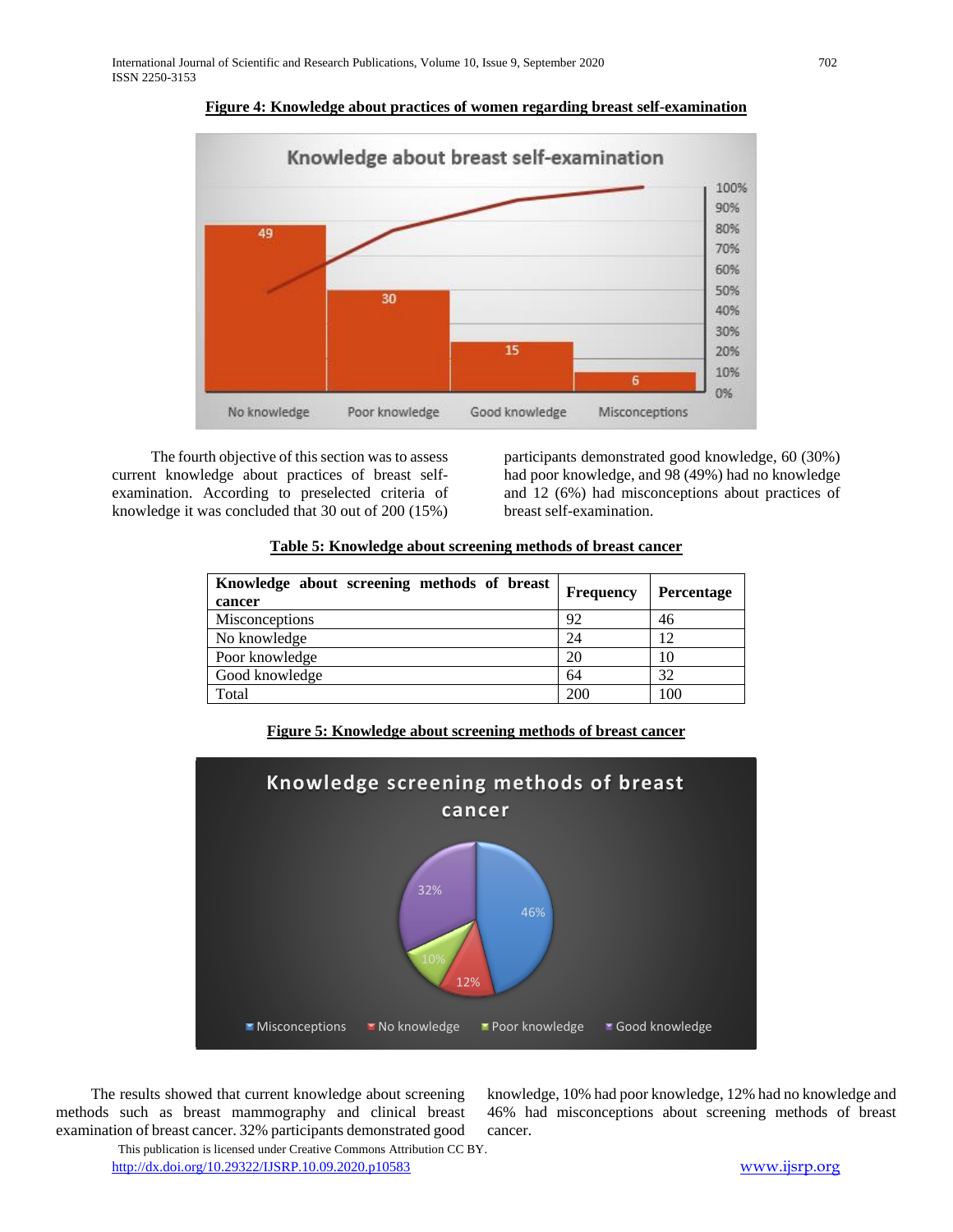**Figure 4: Knowledge about practices of women regarding breast self-examination**

The fourth objective of this section was to assess current knowledge about practices of breast self-examination. According to preselected criteria of knowledge it was concluded that 30 out of 200 (15%) participants demonstrated good knowledge, 60 (30%) had poor knowledge, and 98 (49%) had no knowledge and 12 (6%) had misconceptions about practices of breast self-examination.

**Table 5: Knowledge about screening methods of breast cancer**

| Knowledge about screening methods of breast cancer | Frequency | Percentage |
|---|---|---|
| Misconceptions | 92 | 46 |
| No knowledge | 24 | 12 |
| Poor knowledge | 20 | 10 |
| Good knowledge | 64 | 32 |
| Total | 200 | 100 |

**Figure 5: Knowledge about screening methods of breast cancer**

The results showed that current knowledge about screening methods such as breast mammography and clinical breast examination of breast cancer. 32% participants demonstrated good knowledge, 10% had poor knowledge, 12% had no knowledge and 46% had misconceptions about screening methods of breast cancer.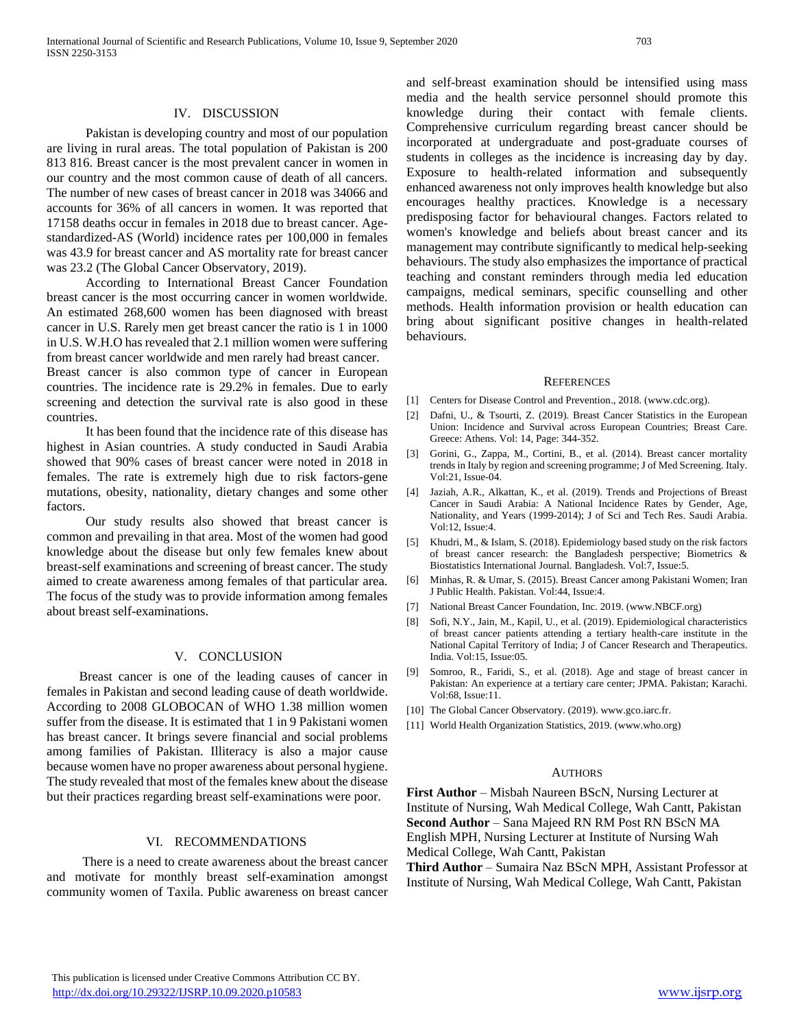## IV. DISCUSSION

Pakistan is developing country and most of our population are living in rural areas. The total population of Pakistan is 200 813 816. Breast cancer is the most prevalent cancer in women in our country and the most common cause of death of all cancers. The number of new cases of breast cancer in 2018 was 34066 and accounts for 36% of all cancers in women. It was reported that 17158 deaths occur in females in 2018 due to breast cancer. Age-standardized-AS (World) incidence rates per 100,000 in females was 43.9 for breast cancer and AS mortality rate for breast cancer was 23.2 (The Global Cancer Observatory, 2019).

According to International Breast Cancer Foundation breast cancer is the most occurring cancer in women worldwide. An estimated 268,600 women has been diagnosed with breast cancer in U.S. Rarely men get breast cancer the ratio is 1 in 1000 in U.S. W.H.O has revealed that 2.1 million women were suffering from breast cancer worldwide and men rarely had breast cancer.
Breast cancer is also common type of cancer in European countries. The incidence rate is 29.2% in females. Due to early screening and detection the survival rate is also good in these countries.

It has been found that the incidence rate of this disease has highest in Asian countries. A study conducted in Saudi Arabia showed that 90% cases of breast cancer were noted in 2018 in females. The rate is extremely high due to risk factors-gene mutations, obesity, nationality, dietary changes and some other factors.

Our study results also showed that breast cancer is common and prevailing in that area. Most of the women had good knowledge about the disease but only few females knew about breast-self examinations and screening of breast cancer. The study aimed to create awareness among females of that particular area. The focus of the study was to provide information among females about breast self-examinations.

## V. CONCLUSION

Breast cancer is one of the leading causes of cancer in females in Pakistan and second leading cause of death worldwide. According to 2008 GLOBOCAN of WHO 1.38 million women suffer from the disease. It is estimated that 1 in 9 Pakistani women has breast cancer. It brings severe financial and social problems among families of Pakistan. Illiteracy is also a major cause because women have no proper awareness about personal hygiene. The study revealed that most of the females knew about the disease but their practices regarding breast self-examinations were poor.

## VI. RECOMMENDATIONS

There is a need to create awareness about the breast cancer and motivate for monthly breast self-examination amongst community women of Taxila. Public awareness on breast cancer and self-breast examination should be intensified using mass media and the health service personnel should promote this knowledge during their contact with female clients. Comprehensive curriculum regarding breast cancer should be incorporated at undergraduate and post-graduate courses of students in colleges as the incidence is increasing day by day. Exposure to health-related information and subsequently enhanced awareness not only improves health knowledge but also encourages healthy practices. Knowledge is a necessary predisposing factor for behavioural changes. Factors related to women's knowledge and beliefs about breast cancer and its management may contribute significantly to medical help-seeking behaviours. The study also emphasizes the importance of practical teaching and constant reminders through media led education campaigns, medical seminars, specific counselling and other methods. Health information provision or health education can bring about significant positive changes in health-related behaviours.

## REFERENCES

[1] Centers for Disease Control and Prevention., 2018. (www.cdc.org).

[2] Dafni, U., & Tsourti, Z. (2019). Breast Cancer Statistics in the European Union: Incidence and Survival across European Countries; Breast Care. Greece: Athens. Vol: 14, Page: 344-352.

[3] Gorini, G., Zappa, M., Cortini, B., et al. (2014). Breast cancer mortality trends in Italy by region and screening programme; J of Med Screening. Italy. Vol:21, Issue-04.

[4] Jaziah, A.R., Alkattan, K., et al. (2019). Trends and Projections of Breast Cancer in Saudi Arabia: A National Incidence Rates by Gender, Age, Nationality, and Years (1999-2014); J of Sci and Tech Res. Saudi Arabia. Vol:12, Issue:4.

[5] Khudri, M., & Islam, S. (2018). Epidemiology based study on the risk factors of breast cancer research: the Bangladesh perspective; Biometrics & Biostatistics International Journal. Bangladesh. Vol:7, Issue:5.

[6] Minhas, R. & Umar, S. (2015). Breast Cancer among Pakistani Women; Iran J Public Health. Pakistan. Vol:44, Issue:4.

[7] National Breast Cancer Foundation, Inc. 2019. (www.NBCF.org)

[8] Sofi, N.Y., Jain, M., Kapil, U., et al. (2019). Epidemiological characteristics of breast cancer patients attending a tertiary health-care institute in the National Capital Territory of India; J of Cancer Research and Therapeutics. India. Vol:15, Issue:05.

[9] Somroo, R., Faridi, S., et al. (2018). Age and stage of breast cancer in Pakistan: An experience at a tertiary care center; JPMA. Pakistan; Karachi. Vol:68, Issue:11.

[10] The Global Cancer Observatory. (2019). www.gco.iarc.fr.

[11] World Health Organization Statistics, 2019. (www.who.org)

## AUTHORS

**First Author** – Misbah Naureen BScN, Nursing Lecturer at Institute of Nursing, Wah Medical College, Wah Cantt, Pakistan
**Second Author** – Sana Majeed RN RM Post RN BScN MA English MPH, Nursing Lecturer at Institute of Nursing Wah Medical College, Wah Cantt, Pakistan
**Third Author** – Sumaira Naz BScN MPH, Assistant Professor at Institute of Nursing, Wah Medical College, Wah Cantt, Pakistan